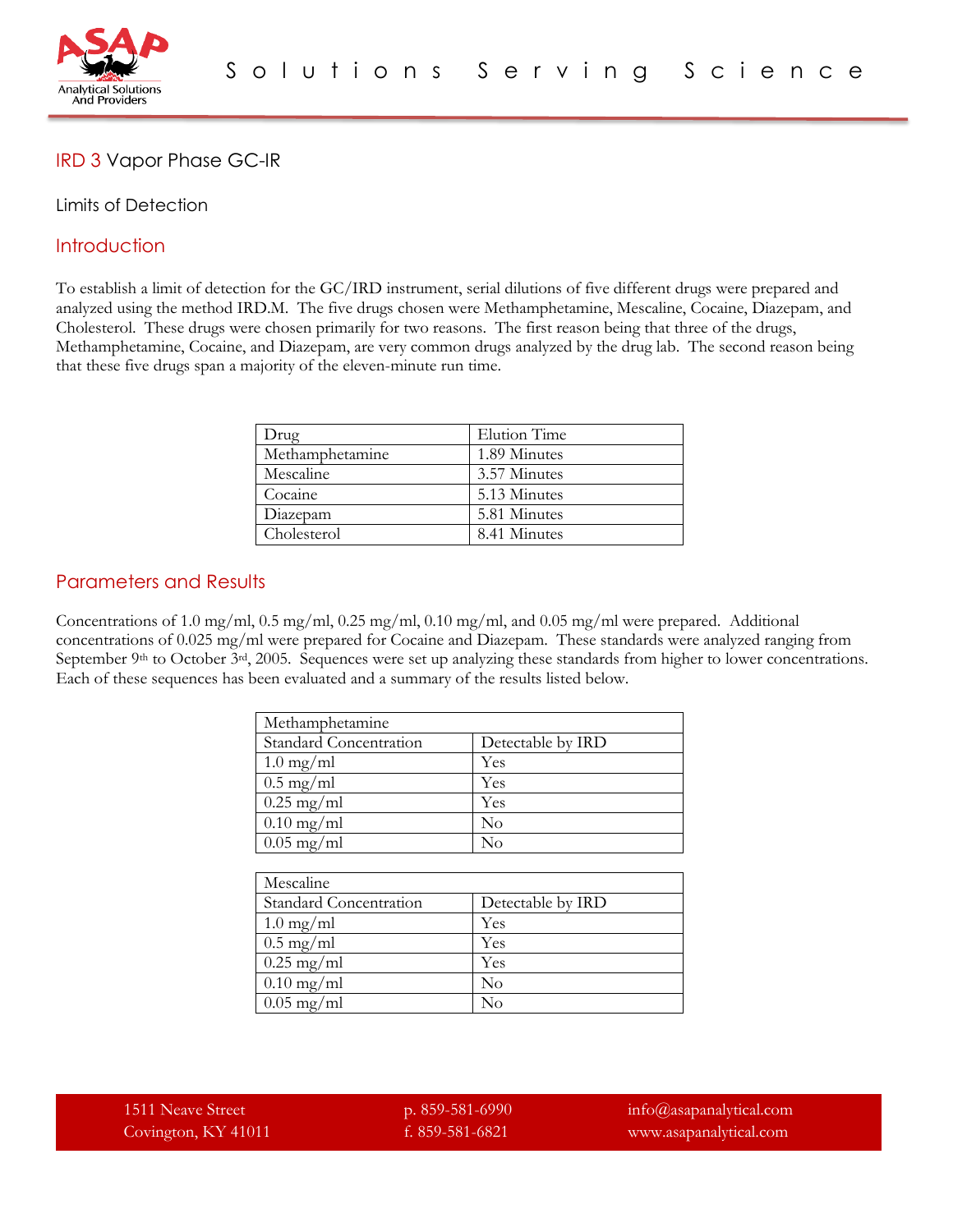# IRD 3 Vapor Phase GC-IR

Limits of Detection

## Introduction

To establish a limit of detection for the GC/IRD instrument, serial dilutions of five different drugs were prepared and analyzed using the method IRD.M. The five drugs chosen were Methamphetamine, Mescaline, Cocaine, Diazepam, and Cholesterol. These drugs were chosen primarily for two reasons. The first reason being that three of the drugs, Methamphetamine, Cocaine, and Diazepam, are very common drugs analyzed by the drug lab. The second reason being that these five drugs span a majority of the eleven-minute run time.

| Drug | Elution Time |
|---|---|
| Methamphetamine | 1.89 Minutes |
| Mescaline | 3.57 Minutes |
| Cocaine | 5.13 Minutes |
| Diazepam | 5.81 Minutes |
| Cholesterol | 8.41 Minutes |

## Parameters and Results

Concentrations of 1.0 mg/ml, 0.5 mg/ml, 0.25 mg/ml, 0.10 mg/ml, and 0.05 mg/ml were prepared. Additional concentrations of 0.025 mg/ml were prepared for Cocaine and Diazepam. These standards were analyzed ranging from September 9th to October 3rd, 2005. Sequences were set up analyzing these standards from higher to lower concentrations. Each of these sequences has been evaluated and a summary of the results listed below.

| Methamphetamine | |
|---|---|
| Standard Concentration | Detectable by IRD |
| 1.0 mg/ml | Yes |
| 0.5 mg/ml | Yes |
| 0.25 mg/ml | Yes |
| 0.10 mg/ml | No |
| 0.05 mg/ml | No |

| Mescaline | |
|---|---|
| Standard Concentration | Detectable by IRD |
| 1.0 mg/ml | Yes |
| 0.5 mg/ml | Yes |
| 0.25 mg/ml | Yes |
| 0.10 mg/ml | No |
| 0.05 mg/ml | No |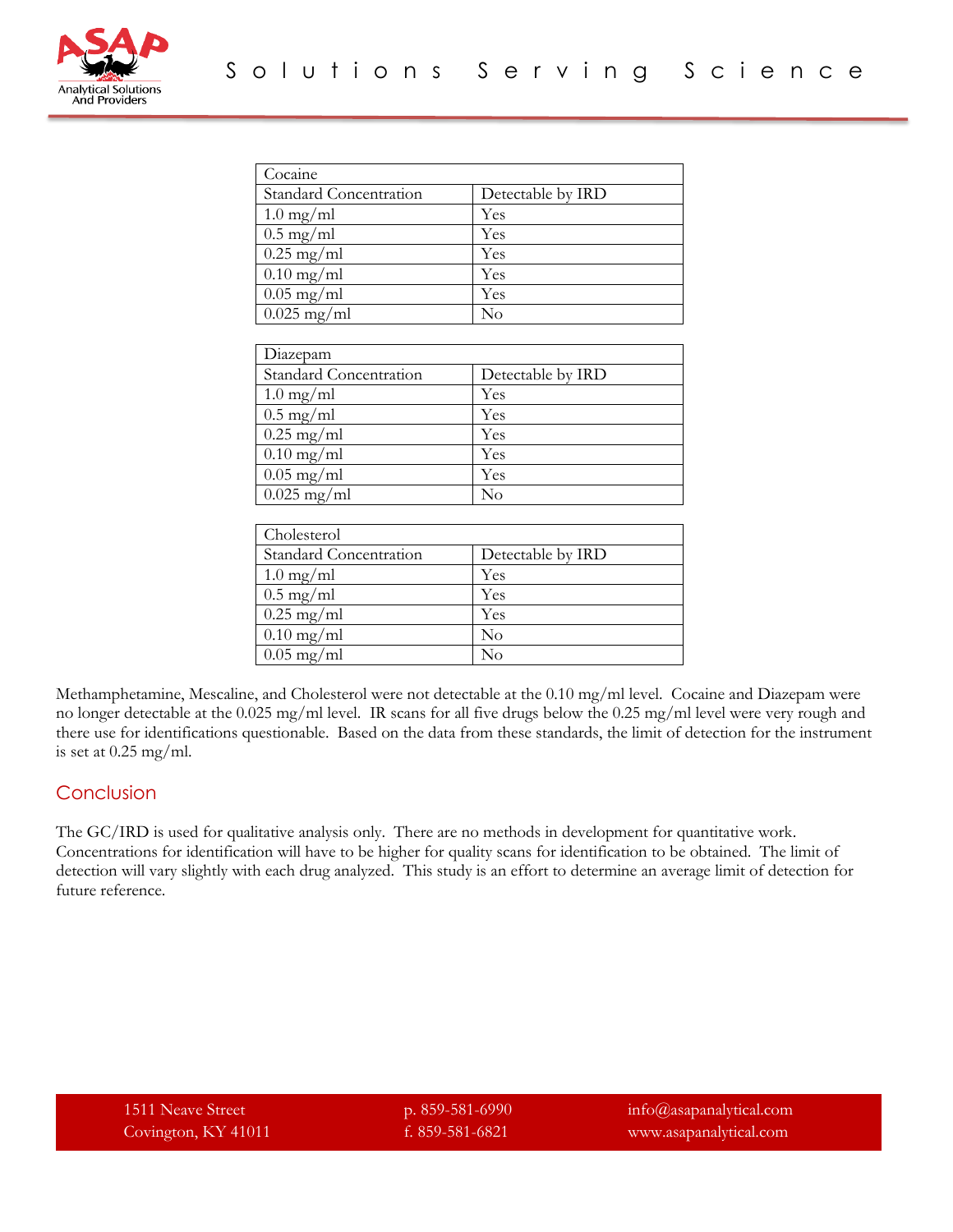| Cocaine | |
|---|---|
| Standard Concentration | Detectable by IRD |
| 1.0 mg/ml | Yes |
| 0.5 mg/ml | Yes |
| 0.25 mg/ml | Yes |
| 0.10 mg/ml | Yes |
| 0.05 mg/ml | Yes |
| 0.025 mg/ml | No |

| Diazepam | |
|---|---|
| Standard Concentration | Detectable by IRD |
| 1.0 mg/ml | Yes |
| 0.5 mg/ml | Yes |
| 0.25 mg/ml | Yes |
| 0.10 mg/ml | Yes |
| 0.05 mg/ml | Yes |
| 0.025 mg/ml | No |

| Cholesterol | |
|---|---|
| Standard Concentration | Detectable by IRD |
| 1.0 mg/ml | Yes |
| 0.5 mg/ml | Yes |
| 0.25 mg/ml | Yes |
| 0.10 mg/ml | No |
| 0.05 mg/ml | No |

Methamphetamine, Mescaline, and Cholesterol were not detectable at the 0.10 mg/ml level. Cocaine and Diazepam were no longer detectable at the 0.025 mg/ml level. IR scans for all five drugs below the 0.25 mg/ml level were very rough and there use for identifications questionable. Based on the data from these standards, the limit of detection for the instrument is set at 0.25 mg/ml.

## Conclusion

The GC/IRD is used for qualitative analysis only. There are no methods in development for quantitative work. Concentrations for identification will have to be higher for quality scans for identification to be obtained. The limit of detection will vary slightly with each drug analyzed. This study is an effort to determine an average limit of detection for future reference.